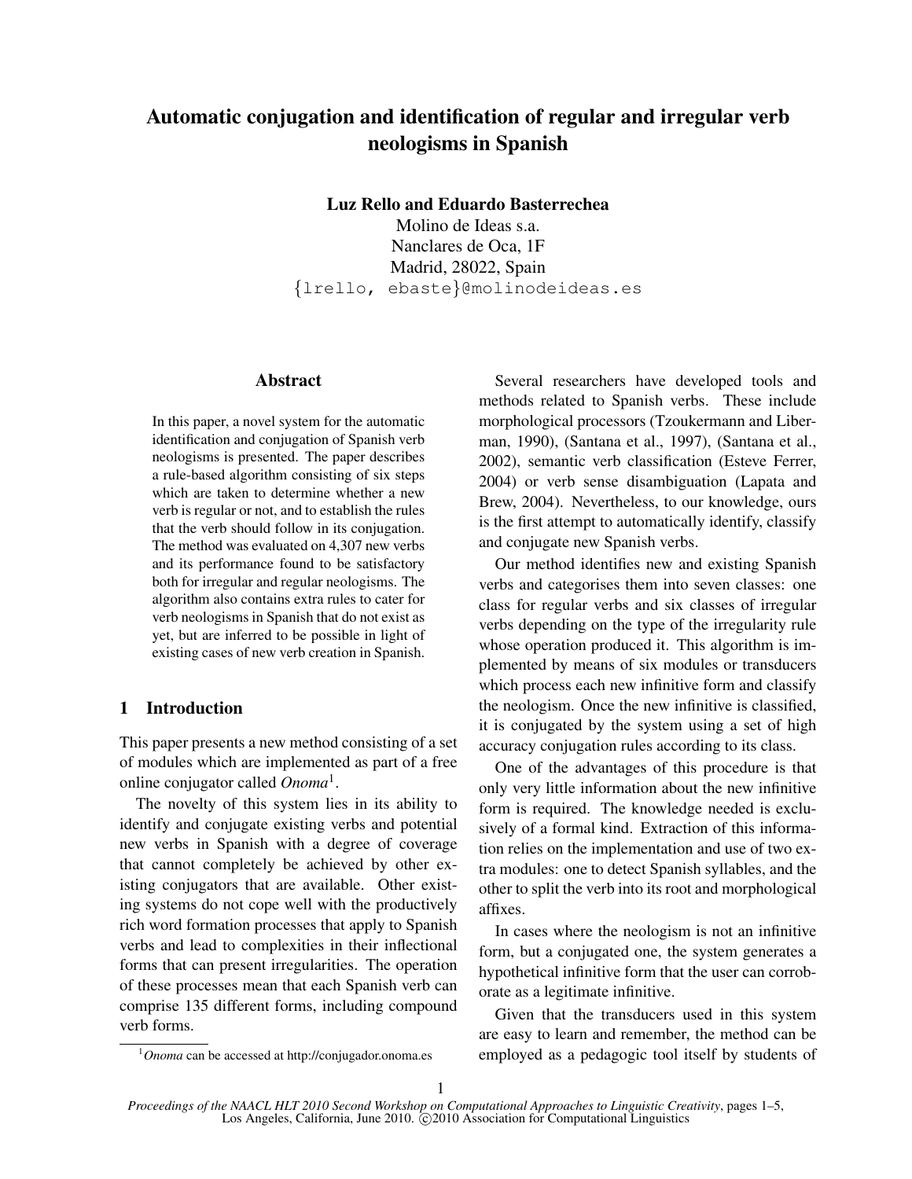# Automatic conjugation and identification of regular and irregular verb neologisms in Spanish

**Luz Rello and Eduardo Basterrechea**

Molino de Ideas s.a.
Nanclares de Oca, 1F
Madrid, 28022, Spain
{lrello, ebaste}@molinodeideas.es

## Abstract

In this paper, a novel system for the automatic identification and conjugation of Spanish verb neologisms is presented. The paper describes a rule-based algorithm consisting of six steps which are taken to determine whether a new verb is regular or not, and to establish the rules that the verb should follow in its conjugation. The method was evaluated on 4,307 new verbs and its performance found to be satisfactory both for irregular and regular neologisms. The algorithm also contains extra rules to cater for verb neologisms in Spanish that do not exist as yet, but are inferred to be possible in light of existing cases of new verb creation in Spanish.

## 1 Introduction

This paper presents a new method consisting of a set of modules which are implemented as part of a free online conjugator called *Onoma*[1].

The novelty of this system lies in its ability to identify and conjugate existing verbs and potential new verbs in Spanish with a degree of coverage that cannot completely be achieved by other existing conjugators that are available. Other existing systems do not cope well with the productively rich word formation processes that apply to Spanish verbs and lead to complexities in their inflectional forms that can present irregularities. The operation of these processes mean that each Spanish verb can comprise 135 different forms, including compound verb forms.

[1] *Onoma* can be accessed at http://conjugador.onoma.es

Several researchers have developed tools and methods related to Spanish verbs. These include morphological processors (Tzoukermann and Liberman, 1990), (Santana et al., 1997), (Santana et al., 2002), semantic verb classification (Esteve Ferrer, 2004) or verb sense disambiguation (Lapata and Brew, 2004). Nevertheless, to our knowledge, ours is the first attempt to automatically identify, classify and conjugate new Spanish verbs.

Our method identifies new and existing Spanish verbs and categorises them into seven classes: one class for regular verbs and six classes of irregular verbs depending on the type of the irregularity rule whose operation produced it. This algorithm is implemented by means of six modules or transducers which process each new infinitive form and classify the neologism. Once the new infinitive is classified, it is conjugated by the system using a set of high accuracy conjugation rules according to its class.

One of the advantages of this procedure is that only very little information about the new infinitive form is required. The knowledge needed is exclusively of a formal kind. Extraction of this information relies on the implementation and use of two extra modules: one to detect Spanish syllables, and the other to split the verb into its root and morphological affixes.

In cases where the neologism is not an infinitive form, but a conjugated one, the system generates a hypothetical infinitive form that the user can corroborate as a legitimate infinitive.

Given that the transducers used in this system are easy to learn and remember, the method can be employed as a pedagogic tool itself by students of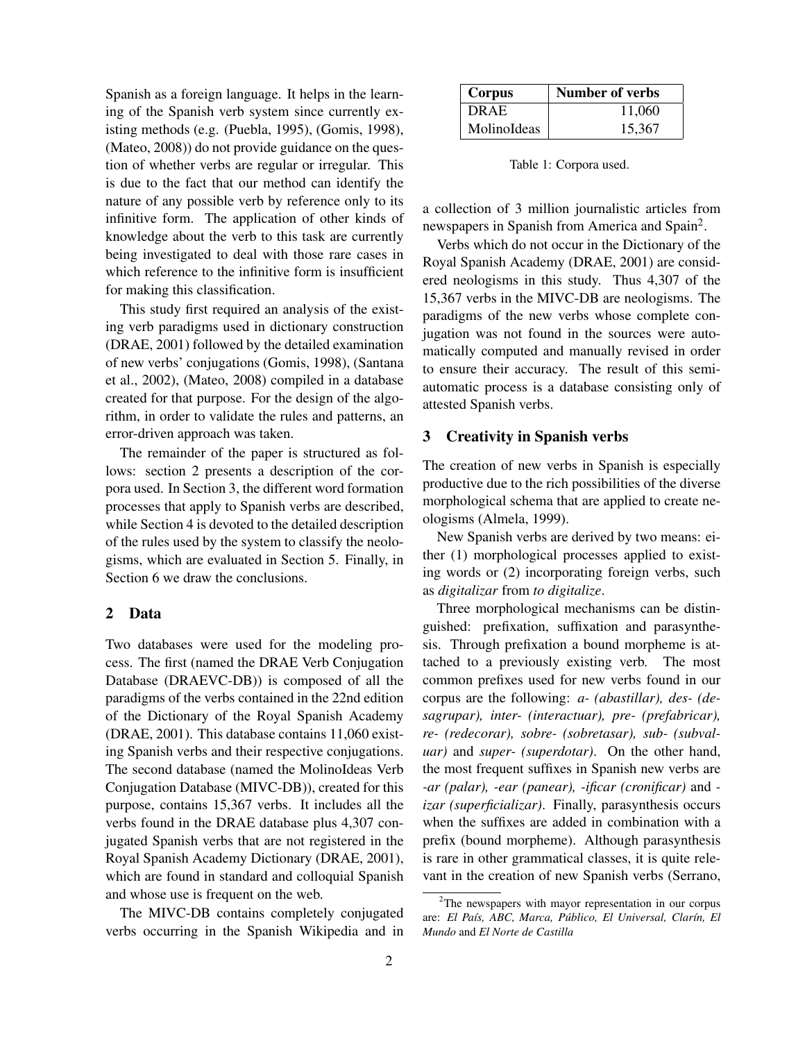Spanish as a foreign language. It helps in the learning of the Spanish verb system since currently existing methods (e.g. (Puebla, 1995), (Gomis, 1998), (Mateo, 2008)) do not provide guidance on the question of whether verbs are regular or irregular. This is due to the fact that our method can identify the nature of any possible verb by reference only to its infinitive form. The application of other kinds of knowledge about the verb to this task are currently being investigated to deal with those rare cases in which reference to the infinitive form is insufficient for making this classification.

This study first required an analysis of the existing verb paradigms used in dictionary construction (DRAE, 2001) followed by the detailed examination of new verbs' conjugations (Gomis, 1998), (Santana et al., 2002), (Mateo, 2008) compiled in a database created for that purpose. For the design of the algorithm, in order to validate the rules and patterns, an error-driven approach was taken.

The remainder of the paper is structured as follows: section 2 presents a description of the corpora used. In Section 3, the different word formation processes that apply to Spanish verbs are described, while Section 4 is devoted to the detailed description of the rules used by the system to classify the neologisms, which are evaluated in Section 5. Finally, in Section 6 we draw the conclusions.

## 2 Data

Two databases were used for the modeling process. The first (named the DRAE Verb Conjugation Database (DRAEVC-DB)) is composed of all the paradigms of the verbs contained in the 22nd edition of the Dictionary of the Royal Spanish Academy (DRAE, 2001). This database contains 11,060 existing Spanish verbs and their respective conjugations. The second database (named the MolinoIdeas Verb Conjugation Database (MIVC-DB)), created for this purpose, contains 15,367 verbs. It includes all the verbs found in the DRAE database plus 4,307 conjugated Spanish verbs that are not registered in the Royal Spanish Academy Dictionary (DRAE, 2001), which are found in standard and colloquial Spanish and whose use is frequent on the web.

The MIVC-DB contains completely conjugated verbs occurring in the Spanish Wikipedia and in a collection of 3 million journalistic articles from newspapers in Spanish from America and Spain[2].

| Corpus | Number of verbs |
|---|---|
| DRAE | 11,060 |
| MolinoIdeas | 15,367 |

Table 1: Corpora used.

Verbs which do not occur in the Dictionary of the Royal Spanish Academy (DRAE, 2001) are considered neologisms in this study. Thus 4,307 of the 15,367 verbs in the MIVC-DB are neologisms. The paradigms of the new verbs whose complete conjugation was not found in the sources were automatically computed and manually revised in order to ensure their accuracy. The result of this semi-automatic process is a database consisting only of attested Spanish verbs.

## 3 Creativity in Spanish verbs

The creation of new verbs in Spanish is especially productive due to the rich possibilities of the diverse morphological schema that are applied to create neologisms (Almela, 1999).

New Spanish verbs are derived by two means: either (1) morphological processes applied to existing words or (2) incorporating foreign verbs, such as *digitalizar* from *to digitalize*.

Three morphological mechanisms can be distinguished: prefixation, suffixation and parasynthesis. Through prefixation a bound morpheme is attached to a previously existing verb. The most common prefixes used for new verbs found in our corpus are the following: *a- (abastillar), des- (desagrupar), inter- (interactuar), pre- (prefabricar), re- (redecorar), sobre- (sobretasar), sub- (subvaluar)* and *super- (superdotar)*. On the other hand, the most frequent suffixes in Spanish new verbs are *-ar (palar), -ear (panear), -ificar (cronificar)* and *-izar (superficializar)*. Finally, parasynthesis occurs when the suffixes are added in combination with a prefix (bound morpheme). Although parasynthesis is rare in other grammatical classes, it is quite relevant in the creation of new Spanish verbs (Serrano,

[2] The newspapers with mayor representation in our corpus are: *El País, ABC, Marca, Público, El Universal, Clarín, El Mundo* and *El Norte de Castilla*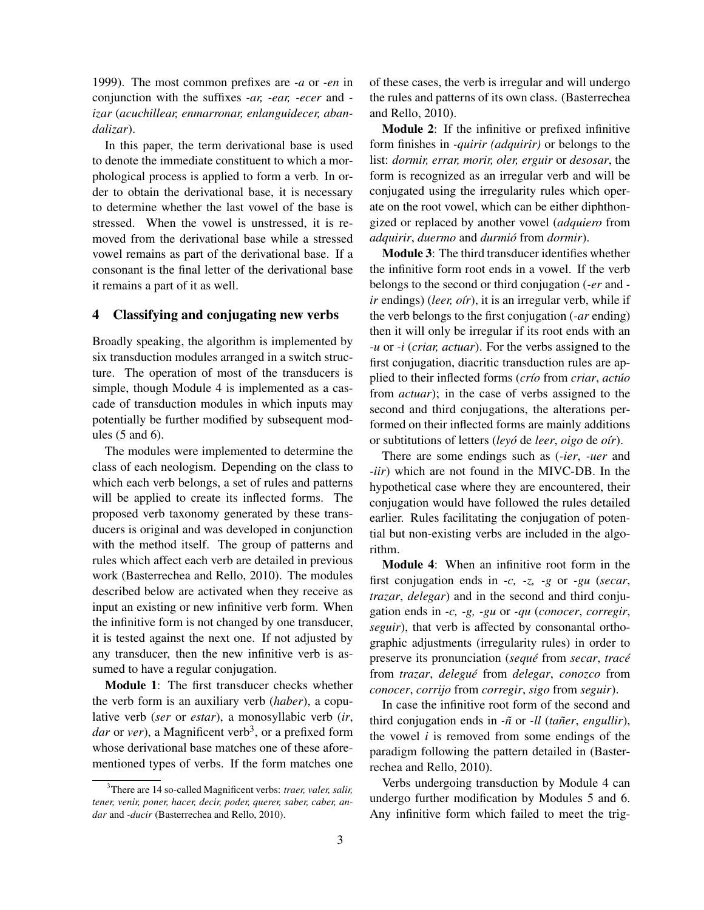1999). The most common prefixes are *-a* or *-en* in conjunction with the suffixes *-ar, -ear, -ecer* and *-izar* (*acuchillear, enmarronar, enlanguidecer, abandalizar*).

In this paper, the term derivational base is used to denote the immediate constituent to which a morphological process is applied to form a verb. In order to obtain the derivational base, it is necessary to determine whether the last vowel of the base is stressed. When the vowel is unstressed, it is removed from the derivational base while a stressed vowel remains as part of the derivational base. If a consonant is the final letter of the derivational base it remains a part of it as well.

## 4 Classifying and conjugating new verbs

Broadly speaking, the algorithm is implemented by six transduction modules arranged in a switch structure. The operation of most of the transducers is simple, though Module 4 is implemented as a cascade of transduction modules in which inputs may potentially be further modified by subsequent modules (5 and 6).

The modules were implemented to determine the class of each neologism. Depending on the class to which each verb belongs, a set of rules and patterns will be applied to create its inflected forms. The proposed verb taxonomy generated by these transducers is original and was developed in conjunction with the method itself. The group of patterns and rules which affect each verb are detailed in previous work (Basterrechea and Rello, 2010). The modules described below are activated when they receive as input an existing or new infinitive verb form. When the infinitive form is not changed by one transducer, it is tested against the next one. If not adjusted by any transducer, then the new infinitive verb is assumed to have a regular conjugation.

**Module 1**: The first transducer checks whether the verb form is an auxiliary verb (*haber*), a copulative verb (*ser* or *estar*), a monosyllabic verb (*ir*, *dar* or *ver*), a Magnificent verb[3], or a prefixed form whose derivational base matches one of these aforementioned types of verbs. If the form matches one of these cases, the verb is irregular and will undergo the rules and patterns of its own class. (Basterrechea and Rello, 2010).

**Module 2**: If the infinitive or prefixed infinitive form finishes in *-quirir (adquirir)* or belongs to the list: *dormir, errar, morir, oler, erguir* or *desosar*, the form is recognized as an irregular verb and will be conjugated using the irregularity rules which operate on the root vowel, which can be either diphthongized or replaced by another vowel (*adquiero* from *adquirir*, *duermo* and *durmió* from *dormir*).

**Module 3**: The third transducer identifies whether the infinitive form root ends in a vowel. If the verb belongs to the second or third conjugation (*-er* and *-ir* endings) (*leer, oír*), it is an irregular verb, while if the verb belongs to the first conjugation (*-ar* ending) then it will only be irregular if its root ends with an *-u* or *-i* (*criar, actuar*). For the verbs assigned to the first conjugation, diacritic transduction rules are applied to their inflected forms (*crío* from *criar*, *actúo* from *actuar*); in the case of verbs assigned to the second and third conjugations, the alterations performed on their inflected forms are mainly additions or subtitutions of letters (*leyó* de *leer*, *oigo* de *oír*).

There are some endings such as (*-ier*, *-uer* and *-iir*) which are not found in the MIVC-DB. In the hypothetical case where they are encountered, their conjugation would have followed the rules detailed earlier. Rules facilitating the conjugation of potential but non-existing verbs are included in the algorithm.

**Module 4**: When an infinitive root form in the first conjugation ends in *-c, -z, -g* or *-gu* (*secar*, *trazar*, *delegar*) and in the second and third conjugation ends in *-c, -g, -gu* or *-qu* (*conocer*, *corregir*, *seguir*), that verb is affected by consonantal orthographic adjustments (irregularity rules) in order to preserve its pronunciation (*sequé* from *secar*, *tracé* from *trazar*, *delegué* from *delegar*, *conozco* from *conocer*, *corrijo* from *corregir*, *sigo* from *seguir*).

In case the infinitive root form of the second and third conjugation ends in *-ñ* or *-ll* (*tañer*, *engullir*), the vowel *i* is removed from some endings of the paradigm following the pattern detailed in (Basterrechea and Rello, 2010).

Verbs undergoing transduction by Module 4 can undergo further modification by Modules 5 and 6. Any infinitive form which failed to meet the trig-

[3] There are 14 so-called Magnificent verbs: *traer, valer, salir, tener, venir, poner, hacer, decir, poder, querer, saber, caber, andar* and *-ducir* (Basterrechea and Rello, 2010).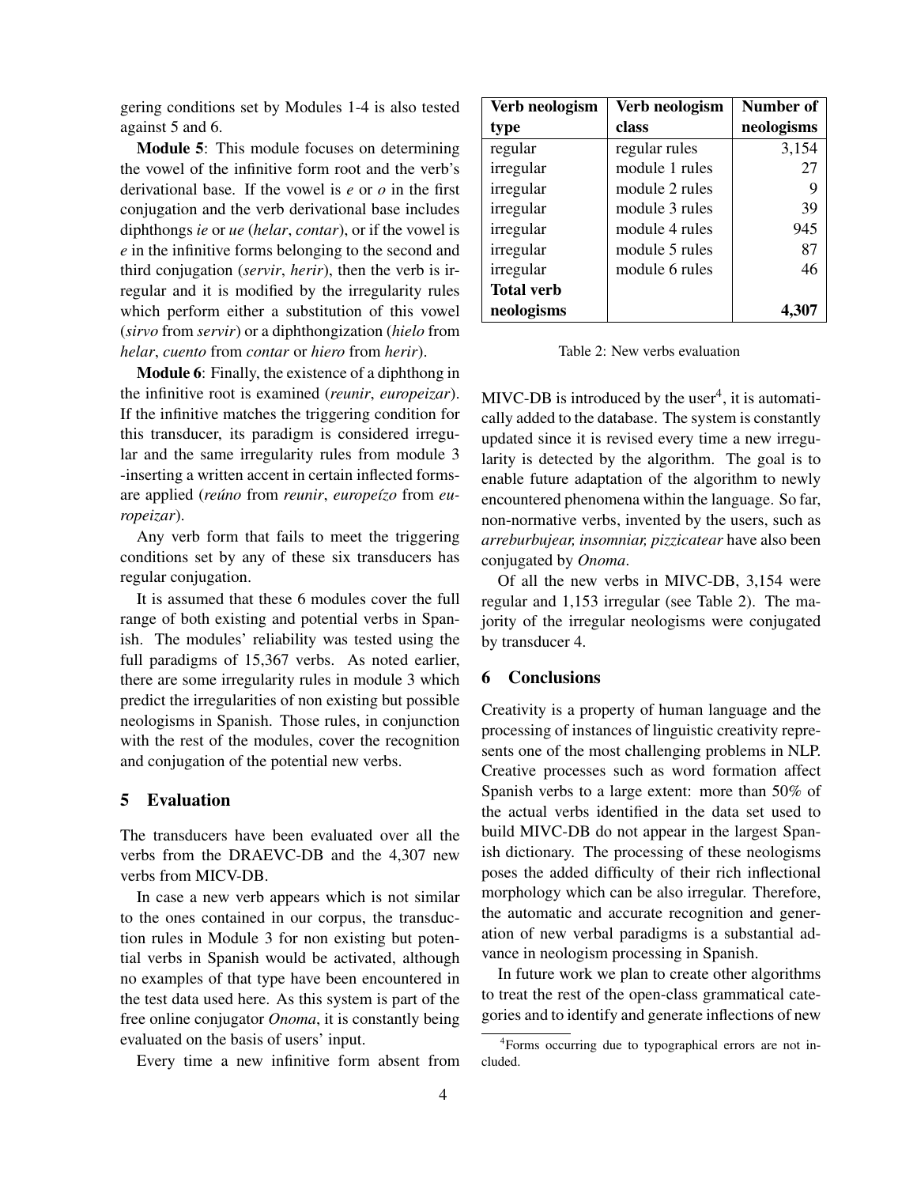gering conditions set by Modules 1-4 is also tested against 5 and 6.

**Module 5**: This module focuses on determining the vowel of the infinitive form root and the verb's derivational base. If the vowel is *e* or *o* in the first conjugation and the verb derivational base includes diphthongs *ie* or *ue* (*helar*, *contar*), or if the vowel is *e* in the infinitive forms belonging to the second and third conjugation (*servir*, *herir*), then the verb is irregular and it is modified by the irregularity rules which perform either a substitution of this vowel (*sirvo* from *servir*) or a diphthongization (*hielo* from *helar*, *cuento* from *contar* or *hiero* from *herir*).

**Module 6**: Finally, the existence of a diphthong in the infinitive root is examined (*reunir*, *europeizar*). If the infinitive matches the triggering condition for this transducer, its paradigm is considered irregular and the same irregularity rules from module 3 -inserting a written accent in certain inflected forms- are applied (*reúno* from *reunir*, *europeízo* from *europeizar*).

Any verb form that fails to meet the triggering conditions set by any of these six transducers has regular conjugation.

It is assumed that these 6 modules cover the full range of both existing and potential verbs in Spanish. The modules' reliability was tested using the full paradigms of 15,367 verbs. As noted earlier, there are some irregularity rules in module 3 which predict the irregularities of non existing but possible neologisms in Spanish. Those rules, in conjunction with the rest of the modules, cover the recognition and conjugation of the potential new verbs.

## 5 Evaluation

The transducers have been evaluated over all the verbs from the DRAEVC-DB and the 4,307 new verbs from MICV-DB.

In case a new verb appears which is not similar to the ones contained in our corpus, the transduction rules in Module 3 for non existing but potential verbs in Spanish would be activated, although no examples of that type have been encountered in the test data used here. As this system is part of the free online conjugator *Onoma*, it is constantly being evaluated on the basis of users' input.

Every time a new infinitive form absent from MIVC-DB is introduced by the user[4], it is automatically added to the database. The system is constantly updated since it is revised every time a new irregularity is detected by the algorithm. The goal is to enable future adaptation of the algorithm to newly encountered phenomena within the language. So far, non-normative verbs, invented by the users, such as *arreburbujear, insomniar, pizzicatear* have also been conjugated by *Onoma*.

| Verb neologism type | Verb neologism class | Number of neologisms |
|---|---|---|
| regular | regular rules | 3,154 |
| irregular | module 1 rules | 27 |
| irregular | module 2 rules | 9 |
| irregular | module 3 rules | 39 |
| irregular | module 4 rules | 945 |
| irregular | module 5 rules | 87 |
| irregular | module 6 rules | 46 |
| **Total verb neologisms** | | **4,307** |

Table 2: New verbs evaluation

Of all the new verbs in MIVC-DB, 3,154 were regular and 1,153 irregular (see Table 2). The majority of the irregular neologisms were conjugated by transducer 4.

## 6 Conclusions

Creativity is a property of human language and the processing of instances of linguistic creativity represents one of the most challenging problems in NLP. Creative processes such as word formation affect Spanish verbs to a large extent: more than 50% of the actual verbs identified in the data set used to build MIVC-DB do not appear in the largest Spanish dictionary. The processing of these neologisms poses the added difficulty of their rich inflectional morphology which can be also irregular. Therefore, the automatic and accurate recognition and generation of new verbal paradigms is a substantial advance in neologism processing in Spanish.

In future work we plan to create other algorithms to treat the rest of the open-class grammatical categories and to identify and generate inflections of new

[4]Forms occurring due to typographical errors are not included.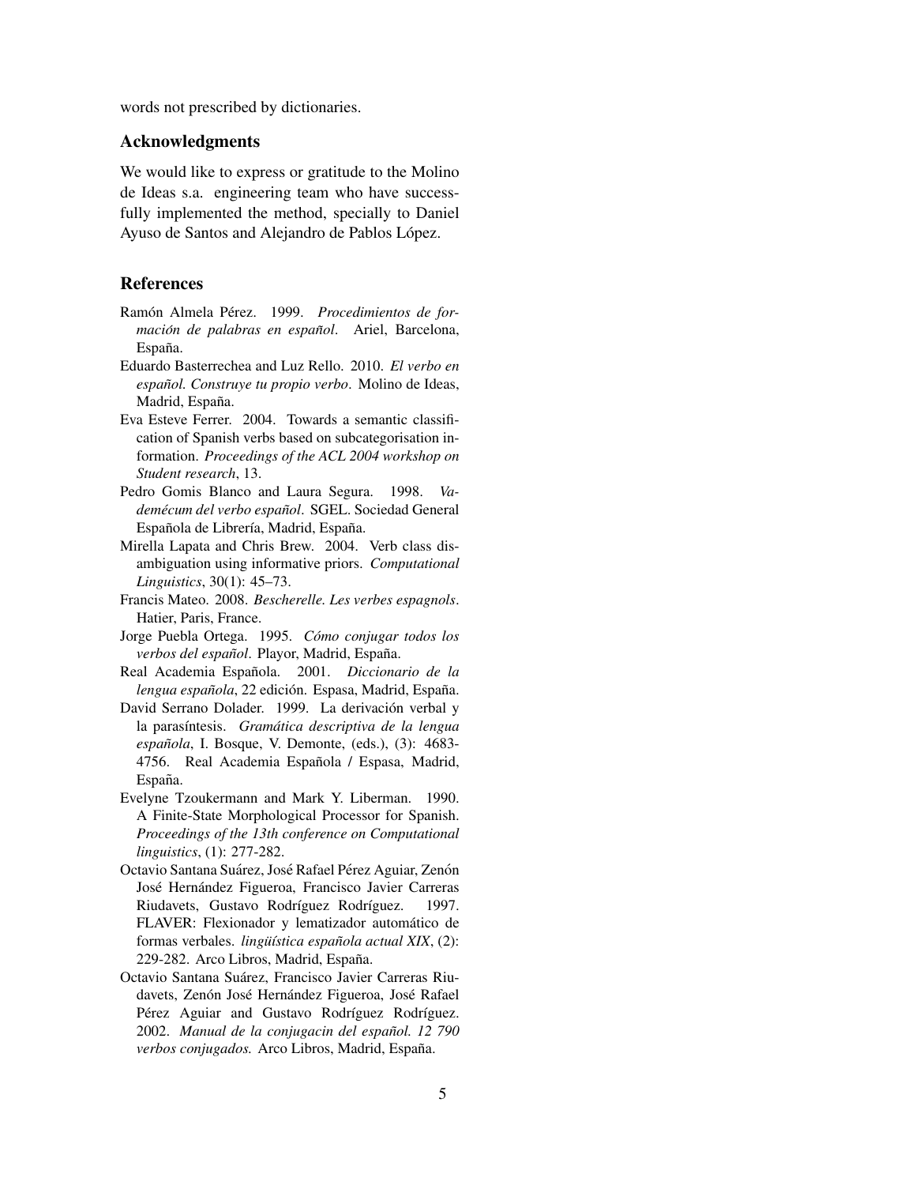words not prescribed by dictionaries.

## Acknowledgments

We would like to express or gratitude to the Molino de Ideas s.a. engineering team who have successfully implemented the method, specially to Daniel Ayuso de Santos and Alejandro de Pablos López.

## References

Ramón Almela Pérez. 1999. *Procedimientos de formación de palabras en español*. Ariel, Barcelona, España.

Eduardo Basterrechea and Luz Rello. 2010. *El verbo en español. Construye tu propio verbo*. Molino de Ideas, Madrid, España.

Eva Esteve Ferrer. 2004. Towards a semantic classification of Spanish verbs based on subcategorisation information. *Proceedings of the ACL 2004 workshop on Student research*, 13.

Pedro Gomis Blanco and Laura Segura. 1998. *Vademécum del verbo español*. SGEL. Sociedad General Española de Librería, Madrid, España.

Mirella Lapata and Chris Brew. 2004. Verb class disambiguation using informative priors. *Computational Linguistics*, 30(1): 45–73.

Francis Mateo. 2008. *Bescherelle. Les verbes espagnols*. Hatier, Paris, France.

Jorge Puebla Ortega. 1995. *Cómo conjugar todos los verbos del español*. Playor, Madrid, España.

Real Academia Española. 2001. *Diccionario de la lengua española*, 22 edición. Espasa, Madrid, España.

David Serrano Dolader. 1999. La derivación verbal y la parasíntesis. *Gramática descriptiva de la lengua española*, I. Bosque, V. Demonte, (eds.), (3): 4683-4756. Real Academia Española / Espasa, Madrid, España.

Evelyne Tzoukermann and Mark Y. Liberman. 1990. A Finite-State Morphological Processor for Spanish. *Proceedings of the 13th conference on Computational linguistics*, (1): 277-282.

Octavio Santana Suárez, José Rafael Pérez Aguiar, Zenón José Hernández Figueroa, Francisco Javier Carreras Riudavets, Gustavo Rodríguez Rodríguez. 1997. FLAVER: Flexionador y lematizador automático de formas verbales. *lingüística española actual XIX*, (2): 229-282. Arco Libros, Madrid, España.

Octavio Santana Suárez, Francisco Javier Carreras Riudavets, Zenón José Hernández Figueroa, José Rafael Pérez Aguiar and Gustavo Rodríguez Rodríguez. 2002. *Manual de la conjugacin del español. 12 790 verbos conjugados.* Arco Libros, Madrid, España.